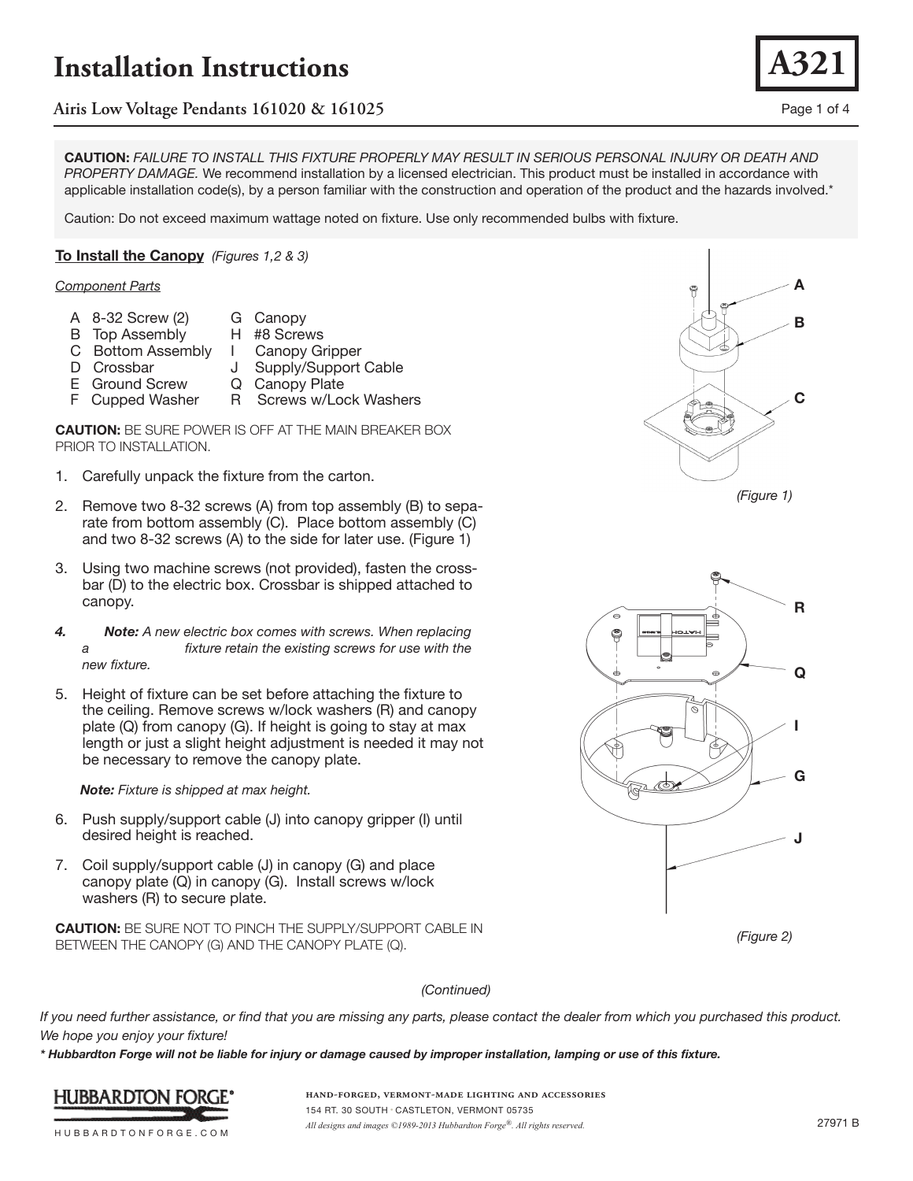# Installation Instructions

## Airis Low Voltage Pendants 161020 & 161025

A321

**CAUTION:** *FAILURE TO INSTALL THIS FIXTURE PROPERLY MAY RESULT IN SERIOUS PERSONAL INJURY OR DEATH AND PROPERTY DAMAGE.* We recommend installation by a licensed electrician. This product must be installed in accordance with applicable installation code(s), by a person familiar with the construction and operation of the product and the hazards involved.*

Caution: Do not exceed maximum wattage noted on fixture. Use only recommended bulbs with fixture.

### To Install the Canopy *(Figures 1,2 & 3)*

*Component Parts*

- A 8-32 Screw (2)
- B Top Assembly
- C Bottom Assembly
- D Crossbar
- E Ground Screw
- F Cupped Washer
- G Canopy
- H #8 Screws
- I Canopy Gripper
- J Supply/Support Cable
- Q Canopy Plate
- R Screws w/Lock Washers

**CAUTION:** BE SURE POWER IS OFF AT THE MAIN BREAKER BOX PRIOR TO INSTALLATION.

1. Carefully unpack the fixture from the carton.
2. Remove two 8-32 screws (A) from top assembly (B) to separate from bottom assembly (C). Place bottom assembly (C) and two 8-32 screws (A) to the side for later use. (Figure 1)
3. Using two machine screws (not provided), fasten the crossbar (D) to the electric box. Crossbar is shipped attached to canopy.
4. ***Note:*** *A new electric box comes with screws. When replacing a fixture retain the existing screws for use with the new fixture.*
5. Height of fixture can be set before attaching the fixture to the ceiling. Remove screws w/lock washers (R) and canopy plate (Q) from canopy (G). If height is going to stay at max length or just a slight height adjustment is needed it may not be necessary to remove the canopy plate.

   ***Note:*** *Fixture is shipped at max height.*
6. Push supply/support cable (J) into canopy gripper (I) until desired height is reached.
7. Coil supply/support cable (J) in canopy (G) and place canopy plate (Q) in canopy (G). Install screws w/lock washers (R) to secure plate.

**CAUTION:** BE SURE NOT TO PINCH THE SUPPLY/SUPPORT CABLE IN BETWEEN THE CANOPY (G) AND THE CANOPY PLATE (Q).

(Figure 1)

(Figure 2)

*(Continued)*

*If you need further assistance, or find that you are missing any parts, please contact the dealer from which you purchased this product. We hope you enjoy your fixture!*

***\* Hubbardton Forge will not be liable for injury or damage caused by improper installation, lamping or use of this fixture.***

HUBBARDTON FORGE® HUBBARDTONFORGE.COM

HAND-FORGED, VERMONT-MADE LIGHTING AND ACCESSORIES
154 RT. 30 SOUTH · CASTLETON, VERMONT 05735
*All designs and images ©1989-2013 Hubbardton Forge®. All rights reserved.*

27971 B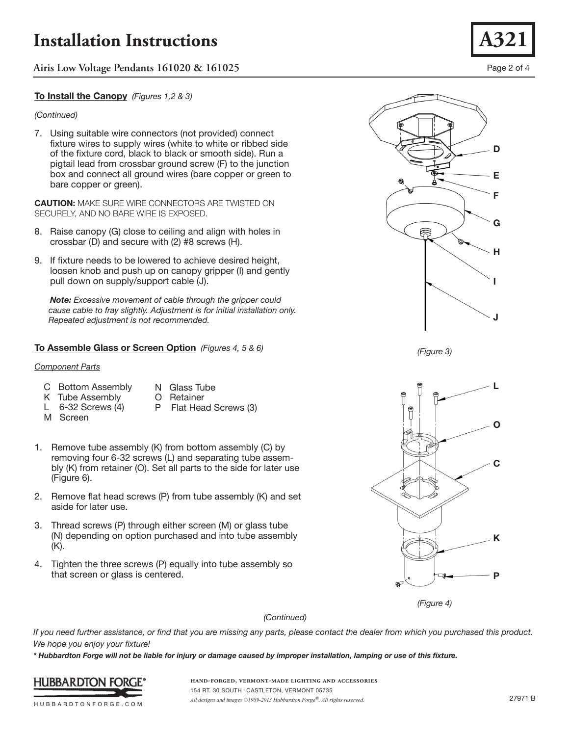# Installation Instructions

## Airis Low Voltage Pendants 161020 & 161025

A321

### To Install the Canopy *(Figures 1,2 & 3)*

*(Continued)*

7. Using suitable wire connectors (not provided) connect fixture wires to supply wires (white to white or ribbed side of the fixture cord, black to black or smooth side). Run a pigtail lead from crossbar ground screw (F) to the junction box and connect all ground wires (bare copper or green to bare copper or green).

**CAUTION:** MAKE SURE WIRE CONNECTORS ARE TWISTED ON SECURELY, AND NO BARE WIRE IS EXPOSED.

8. Raise canopy (G) close to ceiling and align with holes in crossbar (D) and secure with (2) #8 screws (H).

9. If fixture needs to be lowered to achieve desired height, loosen knob and push up on canopy gripper (I) and gently pull down on supply/support cable (J).

   ***Note:*** *Excessive movement of cable through the gripper could cause cable to fray slightly. Adjustment is for initial installation only. Repeated adjustment is not recommended.*

D E F G H I J

*(Figure 3)*

### To Assemble Glass or Screen Option *(Figures 4, 5 & 6)*

*Component Parts*

- C Bottom Assembly
- K Tube Assembly
- L 6-32 Screws (4)
- M Screen
- N Glass Tube
- O Retainer
- P Flat Head Screws (3)

1. Remove tube assembly (K) from bottom assembly (C) by removing four 6-32 screws (L) and separating tube assembly (K) from retainer (O). Set all parts to the side for later use (Figure 6).

2. Remove flat head screws (P) from tube assembly (K) and set aside for later use.

3. Thread screws (P) through either screen (M) or glass tube (N) depending on option purchased and into tube assembly (K).

4. Tighten the three screws (P) equally into tube assembly so that screen or glass is centered.

L O C K P

*(Figure 4)*

*(Continued)*

*If you need further assistance, or find that you are missing any parts, please contact the dealer from which you purchased this product. We hope you enjoy your fixture!*

***\* Hubbardton Forge will not be liable for injury or damage caused by improper installation, lamping or use of this fixture.***

HUBBARDTON FORGE®
HUBBARDTONFORGE.COM

HAND-FORGED, VERMONT-MADE LIGHTING AND ACCESSORIES
154 RT. 30 SOUTH · CASTLETON, VERMONT 05735
*All designs and images ©1989-2013 Hubbardton Forge®. All rights reserved.*

27971 B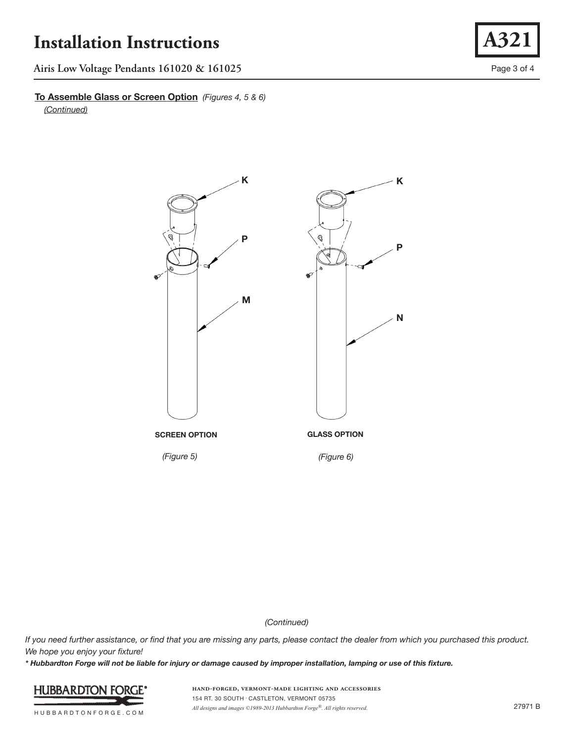**To Assemble Glass or Screen Option** *(Figures 4, 5 & 6)*
*(Continued)*

K

P

M

SCREEN OPTION

*(Figure 5)*

K

P

N

GLASS OPTION

*(Figure 6)*

*(Continued)*

*If you need further assistance, or find that you are missing any parts, please contact the dealer from which you purchased this product. We hope you enjoy your fixture!*

***\* Hubbardton Forge will not be liable for injury or damage caused by improper installation, lamping or use of this fixture.***

HAND-FORGED, VERMONT-MADE LIGHTING AND ACCESSORIES
154 RT. 30 SOUTH · CASTLETON, VERMONT 05735
*All designs and images ©1989-2013 Hubbardton Forge®. All rights reserved.*

27971 B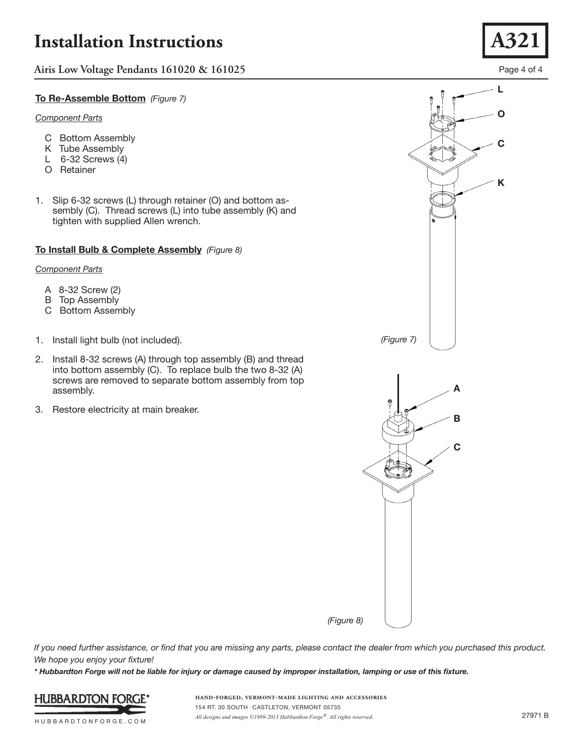# Installation Instructions

## Airis Low Voltage Pendants 161020 & 161025

**To Re-Assemble Bottom** *(Figure 7)*

*Component Parts*

- C Bottom Assembly
- K Tube Assembly
- L 6-32 Screws (4)
- O Retainer

1. Slip 6-32 screws (L) through retainer (O) and bottom assembly (C). Thread screws (L) into tube assembly (K) and tighten with supplied Allen wrench.

L

O

C

K

*(Figure 7)*

**To Install Bulb & Complete Assembly** *(Figure 8)*

*Component Parts*

- A 8-32 Screw (2)
- B Top Assembly
- C Bottom Assembly

1. Install light bulb (not included).
2. Install 8-32 screws (A) through top assembly (B) and thread into bottom assembly (C). To replace bulb the two 8-32 (A) screws are removed to separate bottom assembly from top assembly.
3. Restore electricity at main breaker.

A

B

C

*(Figure 8)*

*If you need further assistance, or find that you are missing any parts, please contact the dealer from which you purchased this product. We hope you enjoy your fixture!*

***\* Hubbardton Forge will not be liable for injury or damage caused by improper installation, lamping or use of this fixture.***

HUBBARDTON FORGE®
HUBBARDTONFORGE.COM

HAND-FORGED, VERMONT-MADE LIGHTING AND ACCESSORIES
154 RT. 30 SOUTH · CASTLETON, VERMONT 05735
*All designs and images ©1989-2013 Hubbardton Forge®. All rights reserved.*

27971 B